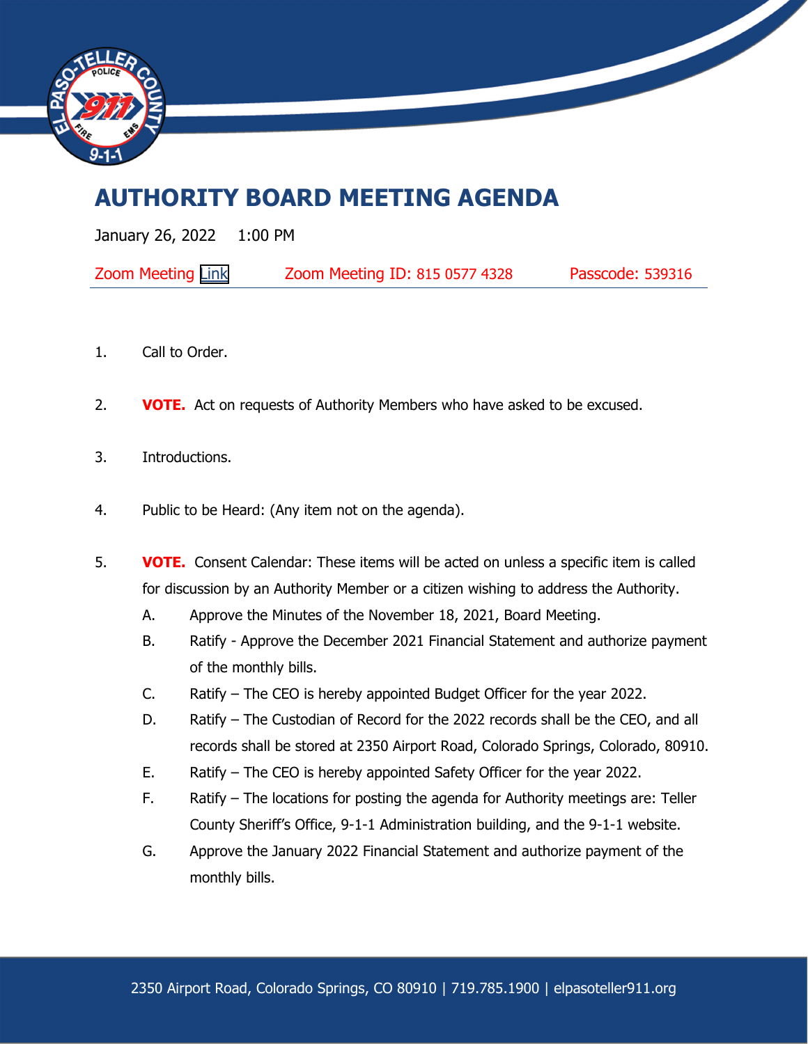# AUTHORITY BOARD MEETING AGENDA

January 26, 2022    1:00 PM

Zoom Meeting Link    Zoom Meeting ID: 815 0577 4328    Passcode: 539316

1. Call to Order.

2. **VOTE.** Act on requests of Authority Members who have asked to be excused.

3. Introductions.

4. Public to be Heard: (Any item not on the agenda).

5. **VOTE.** Consent Calendar: These items will be acted on unless a specific item is called for discussion by an Authority Member or a citizen wishing to address the Authority.
   - A. Approve the Minutes of the November 18, 2021, Board Meeting.
   - B. Ratify - Approve the December 2021 Financial Statement and authorize payment of the monthly bills.
   - C. Ratify – The CEO is hereby appointed Budget Officer for the year 2022.
   - D. Ratify – The Custodian of Record for the 2022 records shall be the CEO, and all records shall be stored at 2350 Airport Road, Colorado Springs, Colorado, 80910.
   - E. Ratify – The CEO is hereby appointed Safety Officer for the year 2022.
   - F. Ratify – The locations for posting the agenda for Authority meetings are: Teller County Sheriff's Office, 9-1-1 Administration building, and the 9-1-1 website.
   - G. Approve the January 2022 Financial Statement and authorize payment of the monthly bills.

2350 Airport Road, Colorado Springs, CO 80910 | 719.785.1900 | elpasoteller911.org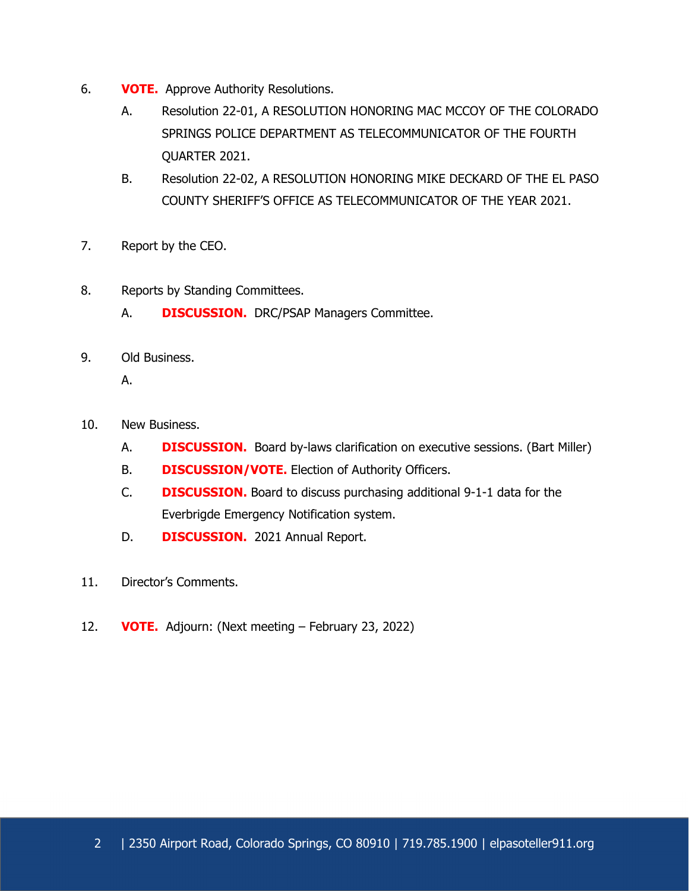6. **VOTE.** Approve Authority Resolutions.
   - A. Resolution 22-01, A RESOLUTION HONORING MAC MCCOY OF THE COLORADO SPRINGS POLICE DEPARTMENT AS TELECOMMUNICATOR OF THE FOURTH QUARTER 2021.
   - B. Resolution 22-02, A RESOLUTION HONORING MIKE DECKARD OF THE EL PASO COUNTY SHERIFF'S OFFICE AS TELECOMMUNICATOR OF THE YEAR 2021.

7. Report by the CEO.

8. Reports by Standing Committees.
   - A. **DISCUSSION.** DRC/PSAP Managers Committee.

9. Old Business.
   - A.

10. New Business.
    - A. **DISCUSSION.** Board by-laws clarification on executive sessions. (Bart Miller)
    - B. **DISCUSSION/VOTE.** Election of Authority Officers.
    - C. **DISCUSSION.** Board to discuss purchasing additional 9-1-1 data for the Everbrigde Emergency Notification system.
    - D. **DISCUSSION.** 2021 Annual Report.

11. Director's Comments.

12. **VOTE.** Adjourn: (Next meeting – February 23, 2022)

| 2350 Airport Road, Colorado Springs, CO 80910 | 719.785.1900 | elpasoteller911.org